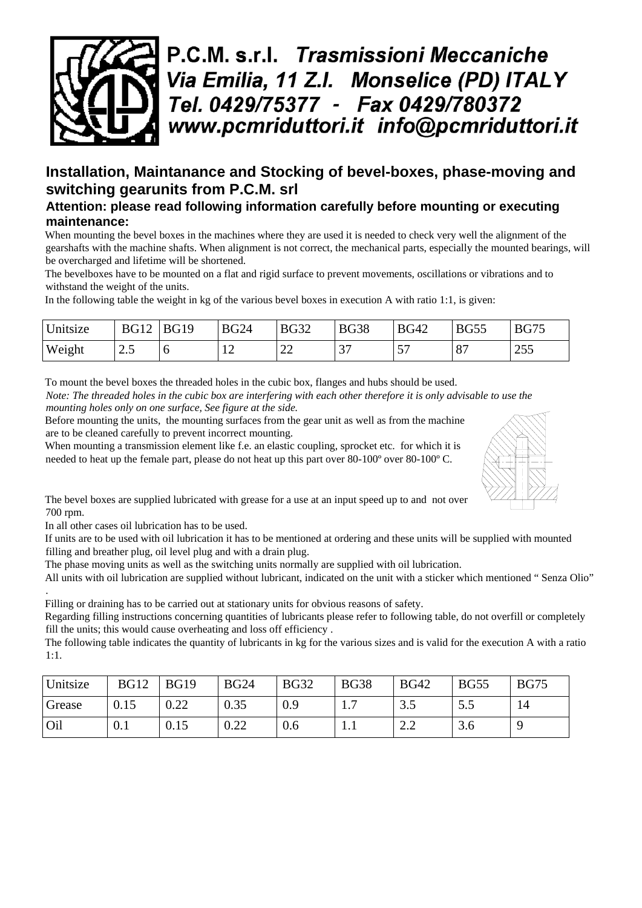# P.C.M. s.r.l. *Trasmissioni Meccaniche*

*Via Emilia, 11 Z.I. Monselice (PD) ITALY*

*Tel. 0429/75377 - Fax 0429/780372*

*www.pcmriduttori.it info@pcmriduttori.it*

## Installation, Maintanance and Stocking of bevel-boxes, phase-moving and switching gearunits from P.C.M. srl

### Attention: please read following information carefully before mounting or executing maintenance:

When mounting the bevel boxes in the machines where they are used it is needed to check very well the alignment of the gearshafts with the machine shafts. When alignment is not correct, the mechanical parts, especially the mounted bearings, will be overcharged and lifetime will be shortened.

The bevelboxes have to be mounted on a flat and rigid surface to prevent movements, oscillations or vibrations and to withstand the weight of the units.

In the following table the weight in kg of the various bevel boxes in execution A with ratio 1:1, is given:

| Unitsize | BG12 | BG19 | BG24 | BG32 | BG38 | BG42 | BG55 | BG75 |
|---|---|---|---|---|---|---|---|---|
| Weight | 2.5 | 6 | 12 | 22 | 37 | 57 | 87 | 255 |

To mount the bevel boxes the threaded holes in the cubic box, flanges and hubs should be used.

*Note: The threaded holes in the cubic box are interfering with each other therefore it is only advisable to use the mounting holes only on one surface, See figure at the side.*

Before mounting the units, the mounting surfaces from the gear unit as well as from the machine are to be cleaned carefully to prevent incorrect mounting.

When mounting a transmission element like f.e. an elastic coupling, sprocket etc. for which it is needed to heat up the female part, please do not heat up this part over 80-100º over 80-100º C.

The bevel boxes are supplied lubricated with grease for a use at an input speed up to and not over 700 rpm.

In all other cases oil lubrication has to be used.

If units are to be used with oil lubrication it has to be mentioned at ordering and these units will be supplied with mounted filling and breather plug, oil level plug and with a drain plug.

The phase moving units as well as the switching units normally are supplied with oil lubrication.

All units with oil lubrication are supplied without lubricant, indicated on the unit with a sticker which mentioned " Senza Olio" .

Filling or draining has to be carried out at stationary units for obvious reasons of safety.

Regarding filling instructions concerning quantities of lubricants please refer to following table, do not overfill or completely fill the units; this would cause overheating and loss off efficiency .

The following table indicates the quantity of lubricants in kg for the various sizes and is valid for the execution A with a ratio 1:1.

| Unitsize | BG12 | BG19 | BG24 | BG32 | BG38 | BG42 | BG55 | BG75 |
|---|---|---|---|---|---|---|---|---|
| Grease | 0.15 | 0.22 | 0.35 | 0.9 | 1.7 | 3.5 | 5.5 | 14 |
| Oil | 0.1 | 0.15 | 0.22 | 0.6 | 1.1 | 2.2 | 3.6 | 9 |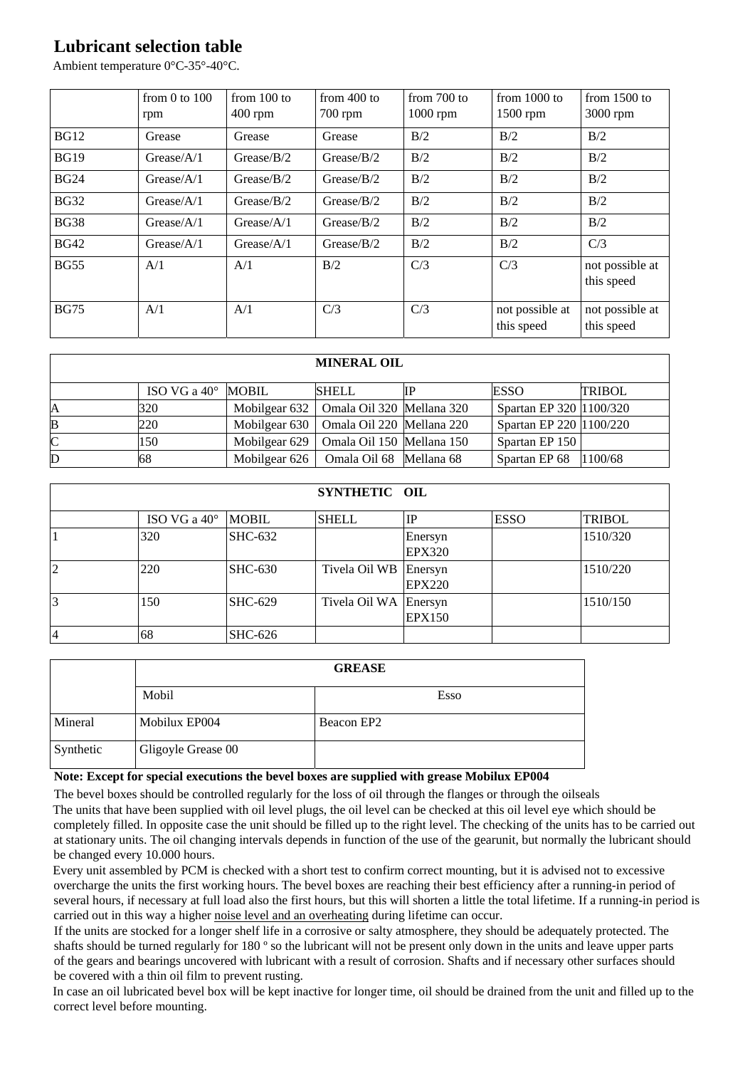## Lubricant selection table

Ambient temperature 0°C-35°-40°C.

| | from 0 to 100 rpm | from 100 to 400 rpm | from 400 to 700 rpm | from 700 to 1000 rpm | from 1000 to 1500 rpm | from 1500 to 3000 rpm |
|---|---|---|---|---|---|---|
| BG12 | Grease | Grease | Grease | B/2 | B/2 | B/2 |
| BG19 | Grease/A/1 | Grease/B/2 | Grease/B/2 | B/2 | B/2 | B/2 |
| BG24 | Grease/A/1 | Grease/B/2 | Grease/B/2 | B/2 | B/2 | B/2 |
| BG32 | Grease/A/1 | Grease/B/2 | Grease/B/2 | B/2 | B/2 | B/2 |
| BG38 | Grease/A/1 | Grease/A/1 | Grease/B/2 | B/2 | B/2 | B/2 |
| BG42 | Grease/A/1 | Grease/A/1 | Grease/B/2 | B/2 | B/2 | C/3 |
| BG55 | A/1 | A/1 | B/2 | C/3 | C/3 | not possible at this speed |
| BG75 | A/1 | A/1 | C/3 | C/3 | not possible at this speed | not possible at this speed |

| MINERAL OIL | | | | | | |
|---|---|---|---|---|---|---|
| | ISO VG a 40° | MOBIL | SHELL | IP | ESSO | TRIBOL |
| A | 320 | Mobilgear 632 | Omala Oil 320 | Mellana 320 | Spartan EP 320 | 1100/320 |
| B | 220 | Mobilgear 630 | Omala Oil 220 | Mellana 220 | Spartan EP 220 | 1100/220 |
| C | 150 | Mobilgear 629 | Omala Oil 150 | Mellana 150 | Spartan EP 150 | |
| D | 68 | Mobilgear 626 | Omala Oil 68 | Mellana 68 | Spartan EP 68 | 1100/68 |

| SYNTHETIC OIL | | | | | | |
|---|---|---|---|---|---|---|
| | ISO VG a 40° | MOBIL | SHELL | IP | ESSO | TRIBOL |
| 1 | 320 | SHC-632 | | Enersyn EPX320 | | 1510/320 |
| 2 | 220 | SHC-630 | Tivela Oil WB | Enersyn EPX220 | | 1510/220 |
| 3 | 150 | SHC-629 | Tivela Oil WA | Enersyn EPX150 | | 1510/150 |
| 4 | 68 | SHC-626 | | | | |

| | GREASE | |
|---|---|---|
| | Mobil | Esso |
| Mineral | Mobilux EP004 | Beacon EP2 |
| Synthetic | Gligoyle Grease 00 | |

**Note: Except for special executions the bevel boxes are supplied with grease Mobilux EP004**

The bevel boxes should be controlled regularly for the loss of oil through the flanges or through the oilseals

The units that have been supplied with oil level plugs, the oil level can be checked at this oil level eye which should be completely filled. In opposite case the unit should be filled up to the right level. The checking of the units has to be carried out at stationary units. The oil changing intervals depends in function of the use of the gearunit, but normally the lubricant should be changed every 10.000 hours.

Every unit assembled by PCM is checked with a short test to confirm correct mounting, but it is advised not to excessive overcharge the units the first working hours. The bevel boxes are reaching their best efficiency after a running-in period of several hours, if necessary at full load also the first hours, but this will shorten a little the total lifetime. If a running-in period is carried out in this way a higher noise level and an overheating during lifetime can occur.

If the units are stocked for a longer shelf life in a corrosive or salty atmosphere, they should be adequately protected. The shafts should be turned regularly for 180 º so the lubricant will not be present only down in the units and leave upper parts of the gears and bearings uncovered with lubricant with a result of corrosion. Shafts and if necessary other surfaces should be covered with a thin oil film to prevent rusting.

In case an oil lubricated bevel box will be kept inactive for longer time, oil should be drained from the unit and filled up to the correct level before mounting.